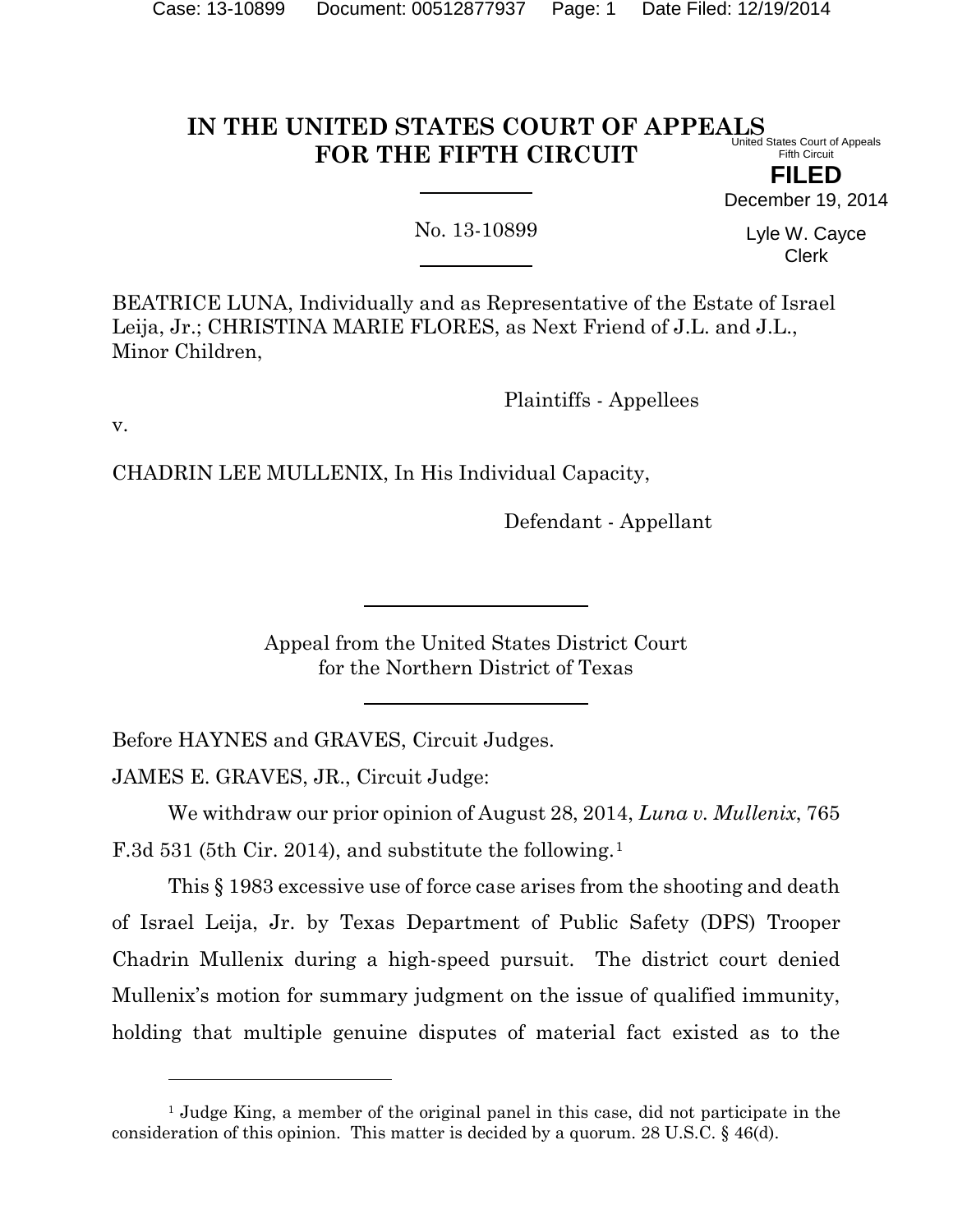# IN THE UNITED STATES COURT OF APPEALS FOR THE FIFTH CIRCUIT

United States Court of Appeals
Fifth Circuit

**FILED**

December 19, 2014

Lyle W. Cayce
Clerk

No. 13-10899

BEATRICE LUNA, Individually and as Representative of the Estate of Israel Leija, Jr.; CHRISTINA MARIE FLORES, as Next Friend of J.L. and J.L., Minor Children,

Plaintiffs - Appellees

v.

CHADRIN LEE MULLENIX, In His Individual Capacity,

Defendant - Appellant

Appeal from the United States District Court
for the Northern District of Texas

Before HAYNES and GRAVES, Circuit Judges.

JAMES E. GRAVES, JR., Circuit Judge:

We withdraw our prior opinion of August 28, 2014, *Luna v. Mullenix*, 765 F.3d 531 (5th Cir. 2014), and substitute the following.[1]

This § 1983 excessive use of force case arises from the shooting and death of Israel Leija, Jr. by Texas Department of Public Safety (DPS) Trooper Chadrin Mullenix during a high-speed pursuit. The district court denied Mullenix's motion for summary judgment on the issue of qualified immunity, holding that multiple genuine disputes of material fact existed as to the

[1] Judge King, a member of the original panel in this case, did not participate in the consideration of this opinion. This matter is decided by a quorum. 28 U.S.C. § 46(d).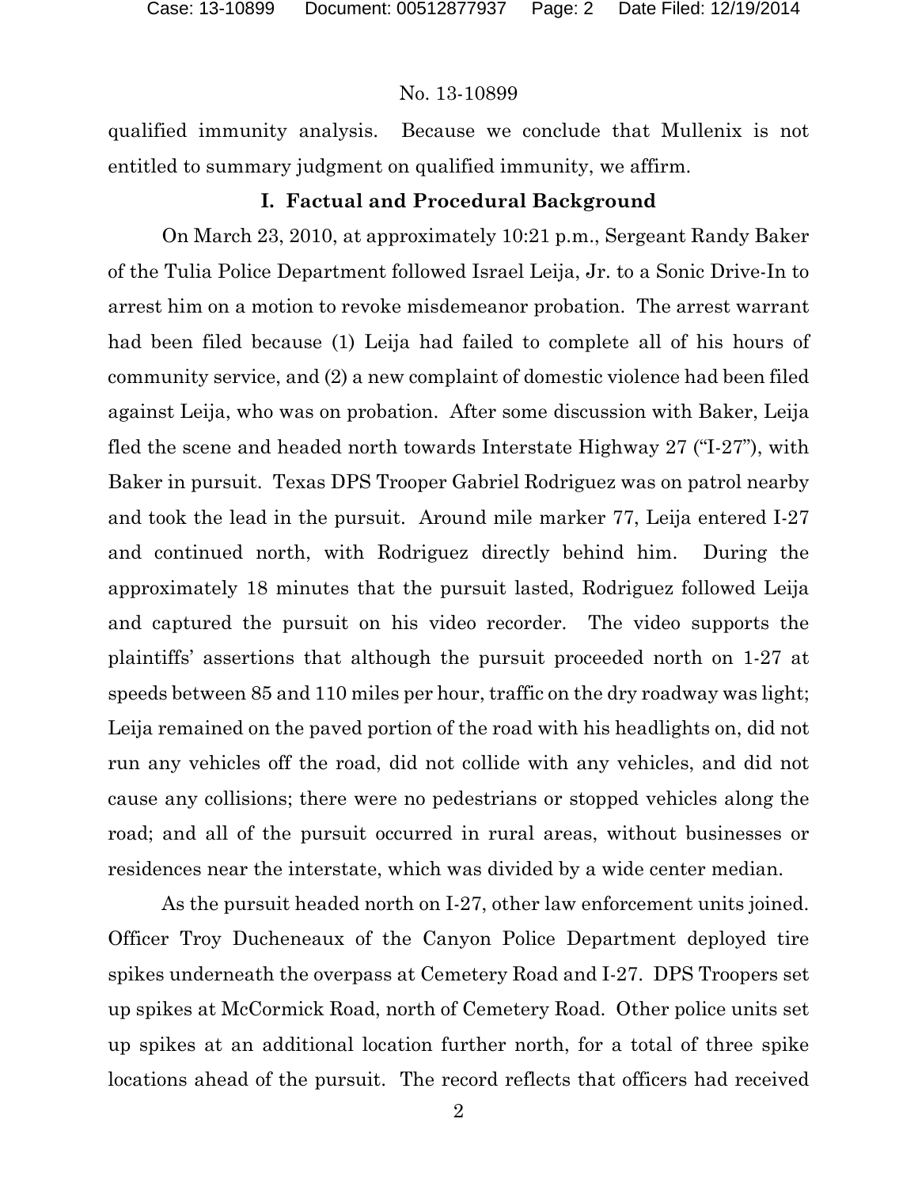qualified immunity analysis. Because we conclude that Mullenix is not entitled to summary judgment on qualified immunity, we affirm.

## I. Factual and Procedural Background

On March 23, 2010, at approximately 10:21 p.m., Sergeant Randy Baker of the Tulia Police Department followed Israel Leija, Jr. to a Sonic Drive-In to arrest him on a motion to revoke misdemeanor probation. The arrest warrant had been filed because (1) Leija had failed to complete all of his hours of community service, and (2) a new complaint of domestic violence had been filed against Leija, who was on probation. After some discussion with Baker, Leija fled the scene and headed north towards Interstate Highway 27 ("I-27"), with Baker in pursuit. Texas DPS Trooper Gabriel Rodriguez was on patrol nearby and took the lead in the pursuit. Around mile marker 77, Leija entered I-27 and continued north, with Rodriguez directly behind him. During the approximately 18 minutes that the pursuit lasted, Rodriguez followed Leija and captured the pursuit on his video recorder. The video supports the plaintiffs' assertions that although the pursuit proceeded north on 1-27 at speeds between 85 and 110 miles per hour, traffic on the dry roadway was light; Leija remained on the paved portion of the road with his headlights on, did not run any vehicles off the road, did not collide with any vehicles, and did not cause any collisions; there were no pedestrians or stopped vehicles along the road; and all of the pursuit occurred in rural areas, without businesses or residences near the interstate, which was divided by a wide center median.

As the pursuit headed north on I-27, other law enforcement units joined. Officer Troy Ducheneaux of the Canyon Police Department deployed tire spikes underneath the overpass at Cemetery Road and I-27. DPS Troopers set up spikes at McCormick Road, north of Cemetery Road. Other police units set up spikes at an additional location further north, for a total of three spike locations ahead of the pursuit. The record reflects that officers had received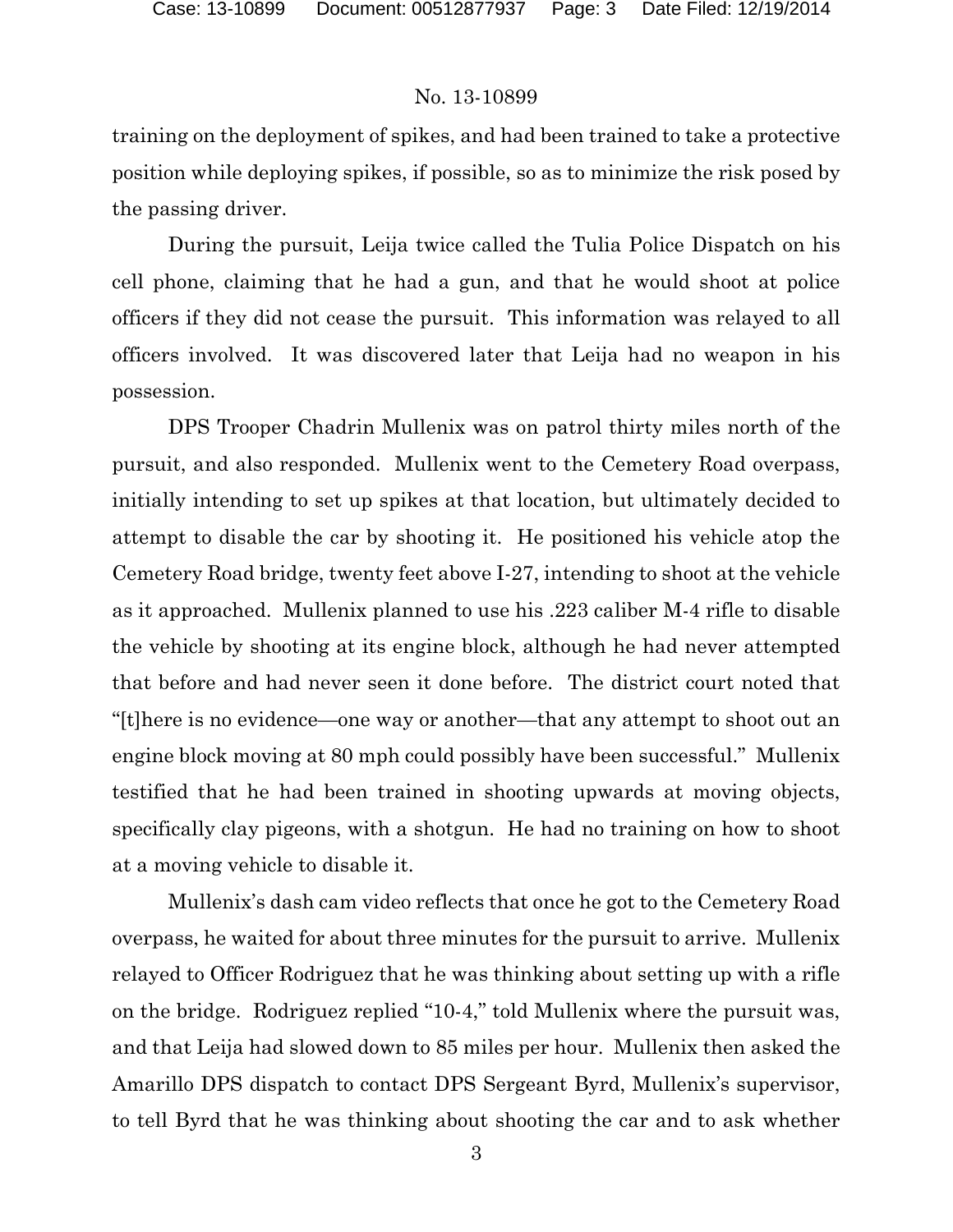training on the deployment of spikes, and had been trained to take a protective position while deploying spikes, if possible, so as to minimize the risk posed by the passing driver.

During the pursuit, Leija twice called the Tulia Police Dispatch on his cell phone, claiming that he had a gun, and that he would shoot at police officers if they did not cease the pursuit. This information was relayed to all officers involved. It was discovered later that Leija had no weapon in his possession.

DPS Trooper Chadrin Mullenix was on patrol thirty miles north of the pursuit, and also responded. Mullenix went to the Cemetery Road overpass, initially intending to set up spikes at that location, but ultimately decided to attempt to disable the car by shooting it. He positioned his vehicle atop the Cemetery Road bridge, twenty feet above I-27, intending to shoot at the vehicle as it approached. Mullenix planned to use his .223 caliber M-4 rifle to disable the vehicle by shooting at its engine block, although he had never attempted that before and had never seen it done before. The district court noted that "[t]here is no evidence—one way or another—that any attempt to shoot out an engine block moving at 80 mph could possibly have been successful." Mullenix testified that he had been trained in shooting upwards at moving objects, specifically clay pigeons, with a shotgun. He had no training on how to shoot at a moving vehicle to disable it.

Mullenix's dash cam video reflects that once he got to the Cemetery Road overpass, he waited for about three minutes for the pursuit to arrive. Mullenix relayed to Officer Rodriguez that he was thinking about setting up with a rifle on the bridge. Rodriguez replied "10-4," told Mullenix where the pursuit was, and that Leija had slowed down to 85 miles per hour. Mullenix then asked the Amarillo DPS dispatch to contact DPS Sergeant Byrd, Mullenix's supervisor, to tell Byrd that he was thinking about shooting the car and to ask whether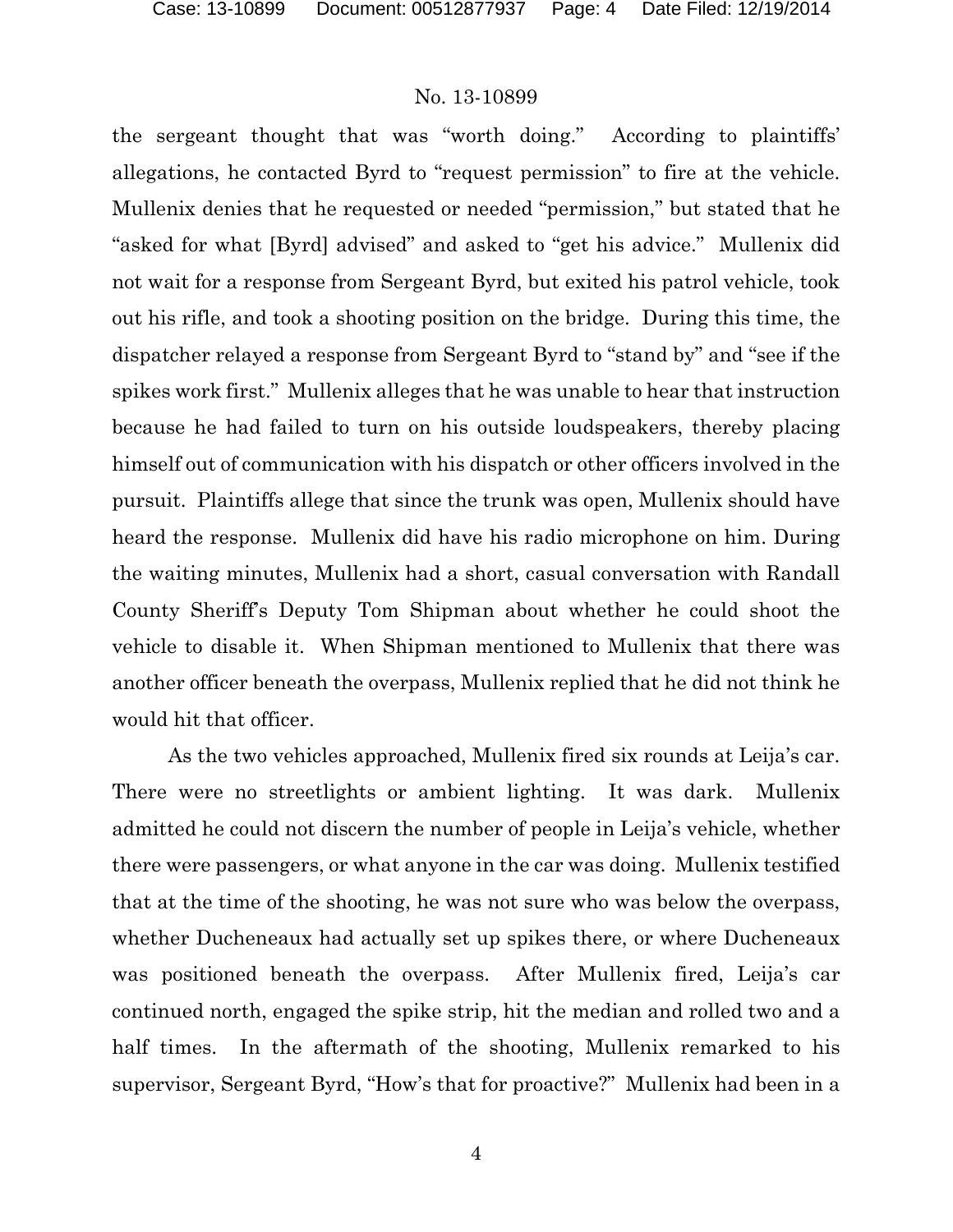the sergeant thought that was "worth doing." According to plaintiffs' allegations, he contacted Byrd to "request permission" to fire at the vehicle. Mullenix denies that he requested or needed "permission," but stated that he "asked for what [Byrd] advised" and asked to "get his advice." Mullenix did not wait for a response from Sergeant Byrd, but exited his patrol vehicle, took out his rifle, and took a shooting position on the bridge. During this time, the dispatcher relayed a response from Sergeant Byrd to "stand by" and "see if the spikes work first." Mullenix alleges that he was unable to hear that instruction because he had failed to turn on his outside loudspeakers, thereby placing himself out of communication with his dispatch or other officers involved in the pursuit. Plaintiffs allege that since the trunk was open, Mullenix should have heard the response. Mullenix did have his radio microphone on him. During the waiting minutes, Mullenix had a short, casual conversation with Randall County Sheriff's Deputy Tom Shipman about whether he could shoot the vehicle to disable it. When Shipman mentioned to Mullenix that there was another officer beneath the overpass, Mullenix replied that he did not think he would hit that officer.

As the two vehicles approached, Mullenix fired six rounds at Leija's car. There were no streetlights or ambient lighting. It was dark. Mullenix admitted he could not discern the number of people in Leija's vehicle, whether there were passengers, or what anyone in the car was doing. Mullenix testified that at the time of the shooting, he was not sure who was below the overpass, whether Ducheneaux had actually set up spikes there, or where Ducheneaux was positioned beneath the overpass. After Mullenix fired, Leija's car continued north, engaged the spike strip, hit the median and rolled two and a half times. In the aftermath of the shooting, Mullenix remarked to his supervisor, Sergeant Byrd, "How's that for proactive?" Mullenix had been in a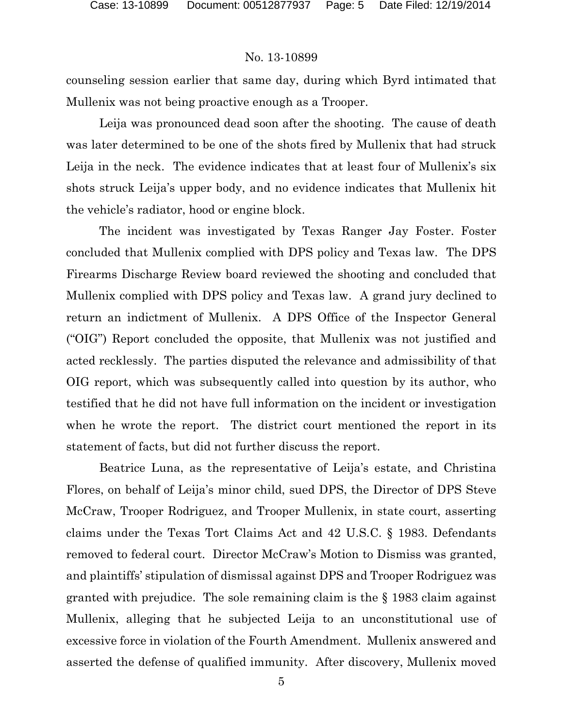counseling session earlier that same day, during which Byrd intimated that Mullenix was not being proactive enough as a Trooper.

Leija was pronounced dead soon after the shooting. The cause of death was later determined to be one of the shots fired by Mullenix that had struck Leija in the neck. The evidence indicates that at least four of Mullenix's six shots struck Leija's upper body, and no evidence indicates that Mullenix hit the vehicle's radiator, hood or engine block.

The incident was investigated by Texas Ranger Jay Foster. Foster concluded that Mullenix complied with DPS policy and Texas law. The DPS Firearms Discharge Review board reviewed the shooting and concluded that Mullenix complied with DPS policy and Texas law. A grand jury declined to return an indictment of Mullenix. A DPS Office of the Inspector General ("OIG") Report concluded the opposite, that Mullenix was not justified and acted recklessly. The parties disputed the relevance and admissibility of that OIG report, which was subsequently called into question by its author, who testified that he did not have full information on the incident or investigation when he wrote the report. The district court mentioned the report in its statement of facts, but did not further discuss the report.

Beatrice Luna, as the representative of Leija's estate, and Christina Flores, on behalf of Leija's minor child, sued DPS, the Director of DPS Steve McCraw, Trooper Rodriguez, and Trooper Mullenix, in state court, asserting claims under the Texas Tort Claims Act and 42 U.S.C. § 1983. Defendants removed to federal court. Director McCraw's Motion to Dismiss was granted, and plaintiffs' stipulation of dismissal against DPS and Trooper Rodriguez was granted with prejudice. The sole remaining claim is the § 1983 claim against Mullenix, alleging that he subjected Leija to an unconstitutional use of excessive force in violation of the Fourth Amendment. Mullenix answered and asserted the defense of qualified immunity. After discovery, Mullenix moved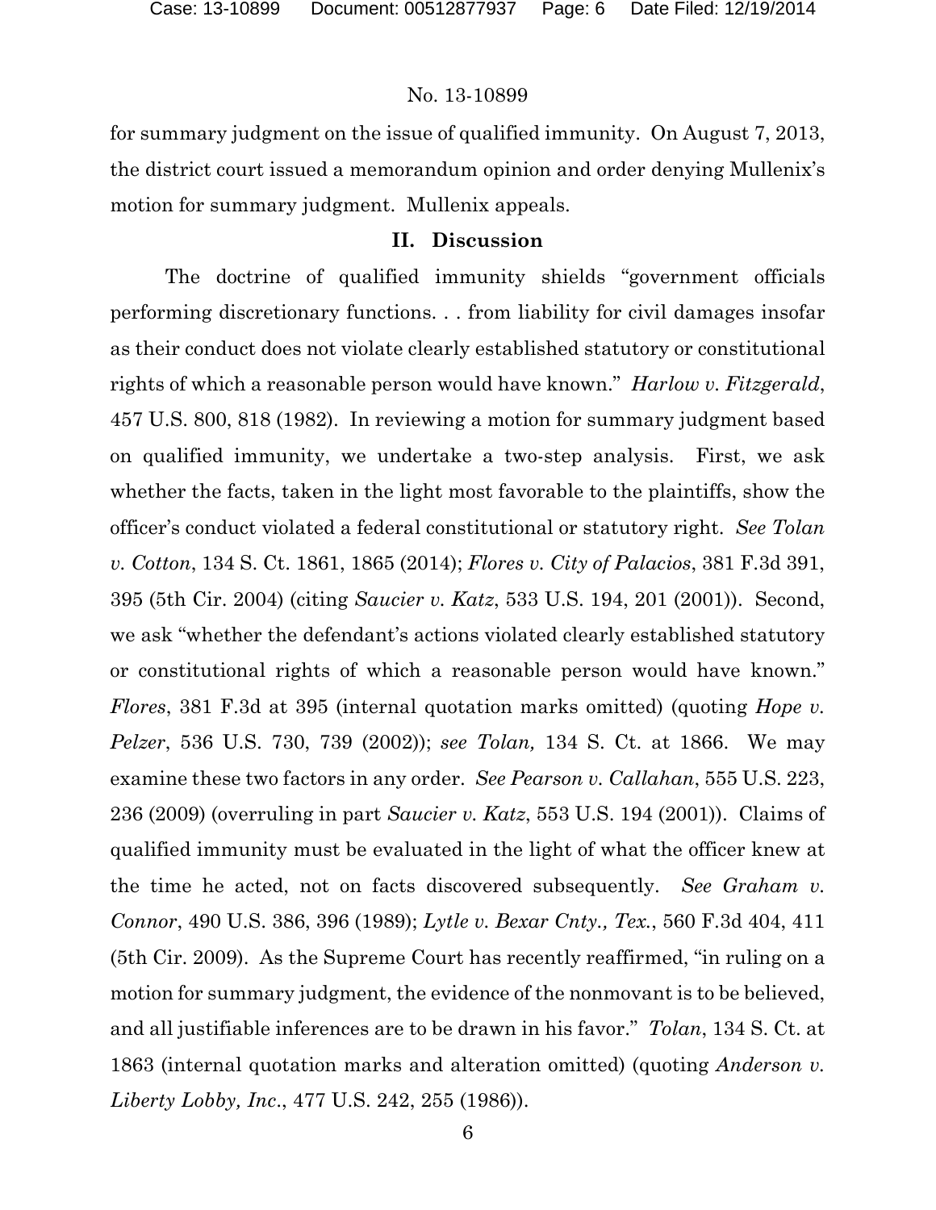for summary judgment on the issue of qualified immunity. On August 7, 2013, the district court issued a memorandum opinion and order denying Mullenix's motion for summary judgment. Mullenix appeals.

## II. Discussion

The doctrine of qualified immunity shields "government officials performing discretionary functions. . . from liability for civil damages insofar as their conduct does not violate clearly established statutory or constitutional rights of which a reasonable person would have known." *Harlow v. Fitzgerald*, 457 U.S. 800, 818 (1982). In reviewing a motion for summary judgment based on qualified immunity, we undertake a two-step analysis. First, we ask whether the facts, taken in the light most favorable to the plaintiffs, show the officer's conduct violated a federal constitutional or statutory right. *See Tolan v. Cotton*, 134 S. Ct. 1861, 1865 (2014); *Flores v. City of Palacios*, 381 F.3d 391, 395 (5th Cir. 2004) (citing *Saucier v. Katz*, 533 U.S. 194, 201 (2001)). Second, we ask "whether the defendant's actions violated clearly established statutory or constitutional rights of which a reasonable person would have known." *Flores*, 381 F.3d at 395 (internal quotation marks omitted) (quoting *Hope v. Pelzer*, 536 U.S. 730, 739 (2002)); *see Tolan,* 134 S. Ct. at 1866. We may examine these two factors in any order. *See Pearson v. Callahan*, 555 U.S. 223, 236 (2009) (overruling in part *Saucier v. Katz*, 553 U.S. 194 (2001)). Claims of qualified immunity must be evaluated in the light of what the officer knew at the time he acted, not on facts discovered subsequently. *See Graham v. Connor*, 490 U.S. 386, 396 (1989); *Lytle v. Bexar Cnty., Tex.*, 560 F.3d 404, 411 (5th Cir. 2009). As the Supreme Court has recently reaffirmed, "in ruling on a motion for summary judgment, the evidence of the nonmovant is to be believed, and all justifiable inferences are to be drawn in his favor." *Tolan*, 134 S. Ct. at 1863 (internal quotation marks and alteration omitted) (quoting *Anderson v. Liberty Lobby, Inc.*, 477 U.S. 242, 255 (1986)).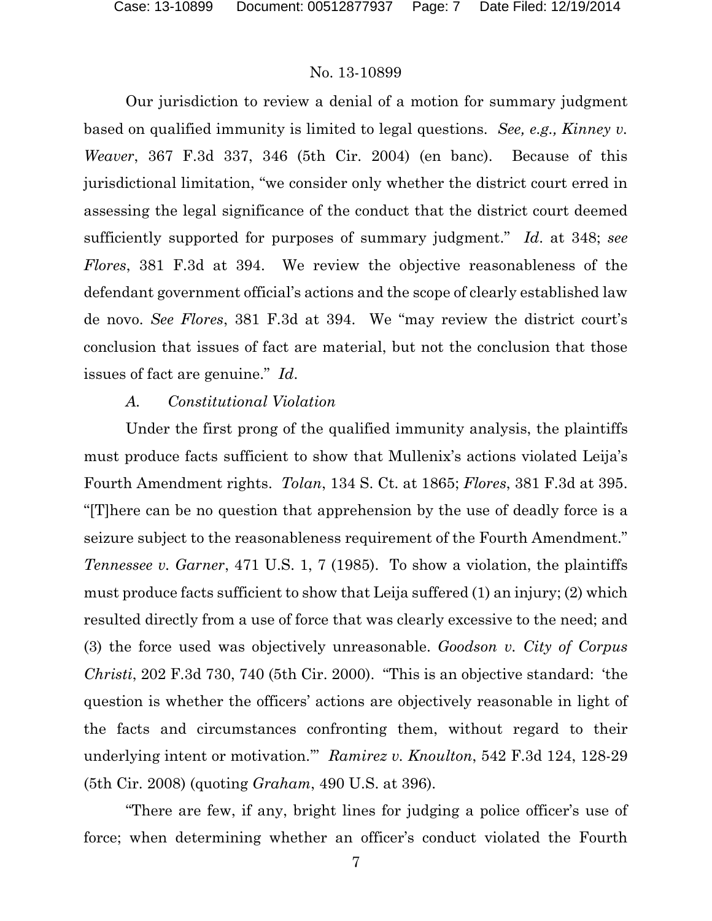Our jurisdiction to review a denial of a motion for summary judgment based on qualified immunity is limited to legal questions. *See, e.g., Kinney v. Weaver*, 367 F.3d 337, 346 (5th Cir. 2004) (en banc). Because of this jurisdictional limitation, "we consider only whether the district court erred in assessing the legal significance of the conduct that the district court deemed sufficiently supported for purposes of summary judgment." *Id*. at 348; *see Flores*, 381 F.3d at 394. We review the objective reasonableness of the defendant government official's actions and the scope of clearly established law de novo. *See Flores*, 381 F.3d at 394. We "may review the district court's conclusion that issues of fact are material, but not the conclusion that those issues of fact are genuine." *Id*.

*A. Constitutional Violation*

Under the first prong of the qualified immunity analysis, the plaintiffs must produce facts sufficient to show that Mullenix's actions violated Leija's Fourth Amendment rights. *Tolan*, 134 S. Ct. at 1865; *Flores*, 381 F.3d at 395. "[T]here can be no question that apprehension by the use of deadly force is a seizure subject to the reasonableness requirement of the Fourth Amendment." *Tennessee v. Garner*, 471 U.S. 1, 7 (1985). To show a violation, the plaintiffs must produce facts sufficient to show that Leija suffered (1) an injury; (2) which resulted directly from a use of force that was clearly excessive to the need; and (3) the force used was objectively unreasonable. *Goodson v. City of Corpus Christi*, 202 F.3d 730, 740 (5th Cir. 2000). "This is an objective standard: 'the question is whether the officers' actions are objectively reasonable in light of the facts and circumstances confronting them, without regard to their underlying intent or motivation.'" *Ramirez v. Knoulton*, 542 F.3d 124, 128-29 (5th Cir. 2008) (quoting *Graham*, 490 U.S. at 396).

"There are few, if any, bright lines for judging a police officer's use of force; when determining whether an officer's conduct violated the Fourth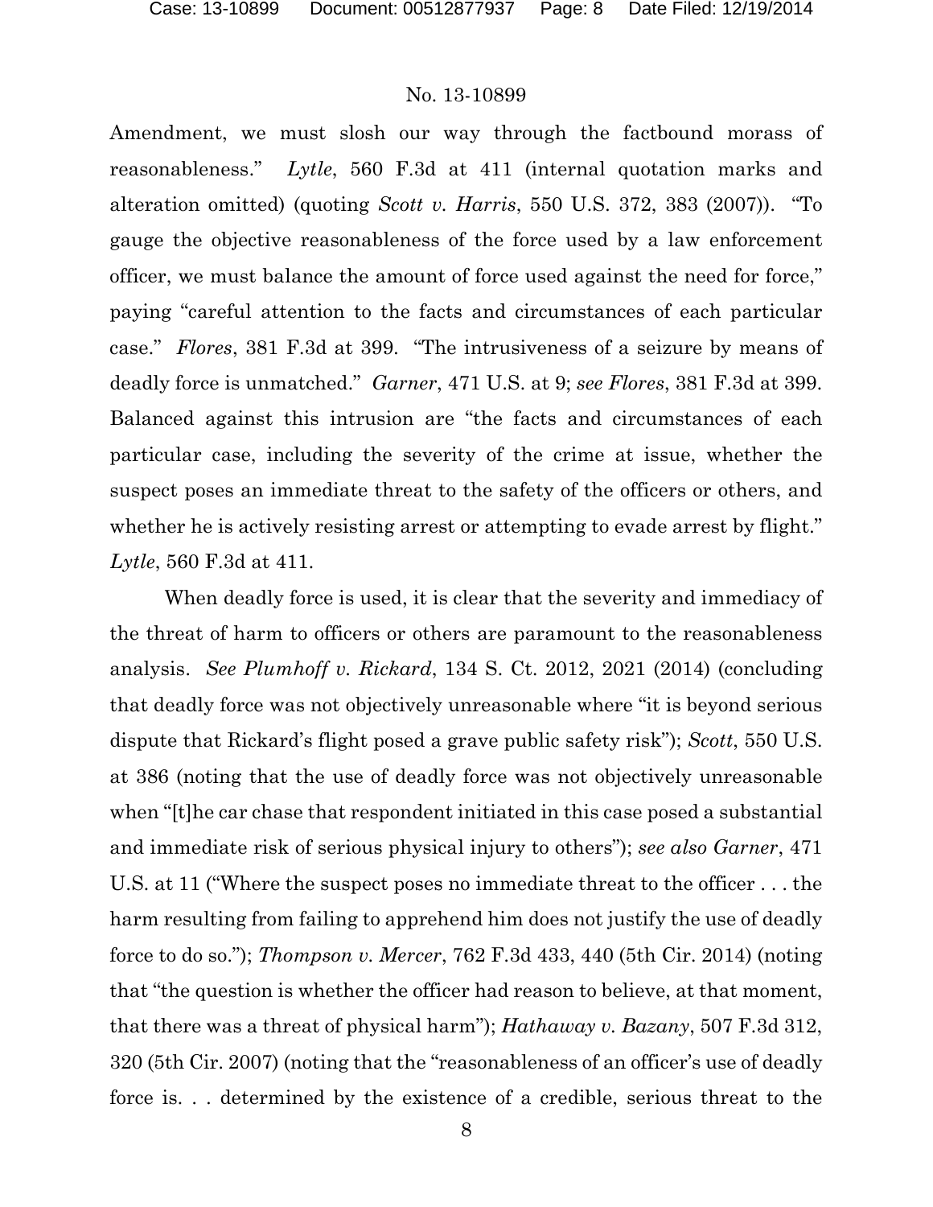Amendment, we must slosh our way through the factbound morass of reasonableness." *Lytle*, 560 F.3d at 411 (internal quotation marks and alteration omitted) (quoting *Scott v. Harris*, 550 U.S. 372, 383 (2007)). "To gauge the objective reasonableness of the force used by a law enforcement officer, we must balance the amount of force used against the need for force," paying "careful attention to the facts and circumstances of each particular case." *Flores*, 381 F.3d at 399. "The intrusiveness of a seizure by means of deadly force is unmatched." *Garner*, 471 U.S. at 9; *see Flores*, 381 F.3d at 399. Balanced against this intrusion are "the facts and circumstances of each particular case, including the severity of the crime at issue, whether the suspect poses an immediate threat to the safety of the officers or others, and whether he is actively resisting arrest or attempting to evade arrest by flight." *Lytle*, 560 F.3d at 411.

When deadly force is used, it is clear that the severity and immediacy of the threat of harm to officers or others are paramount to the reasonableness analysis. *See Plumhoff v. Rickard*, 134 S. Ct. 2012, 2021 (2014) (concluding that deadly force was not objectively unreasonable where "it is beyond serious dispute that Rickard's flight posed a grave public safety risk"); *Scott*, 550 U.S. at 386 (noting that the use of deadly force was not objectively unreasonable when "[t]he car chase that respondent initiated in this case posed a substantial and immediate risk of serious physical injury to others"); *see also Garner*, 471 U.S. at 11 ("Where the suspect poses no immediate threat to the officer . . . the harm resulting from failing to apprehend him does not justify the use of deadly force to do so."); *Thompson v. Mercer*, 762 F.3d 433, 440 (5th Cir. 2014) (noting that "the question is whether the officer had reason to believe, at that moment, that there was a threat of physical harm"); *Hathaway v. Bazany*, 507 F.3d 312, 320 (5th Cir. 2007) (noting that the "reasonableness of an officer's use of deadly force is. . . determined by the existence of a credible, serious threat to the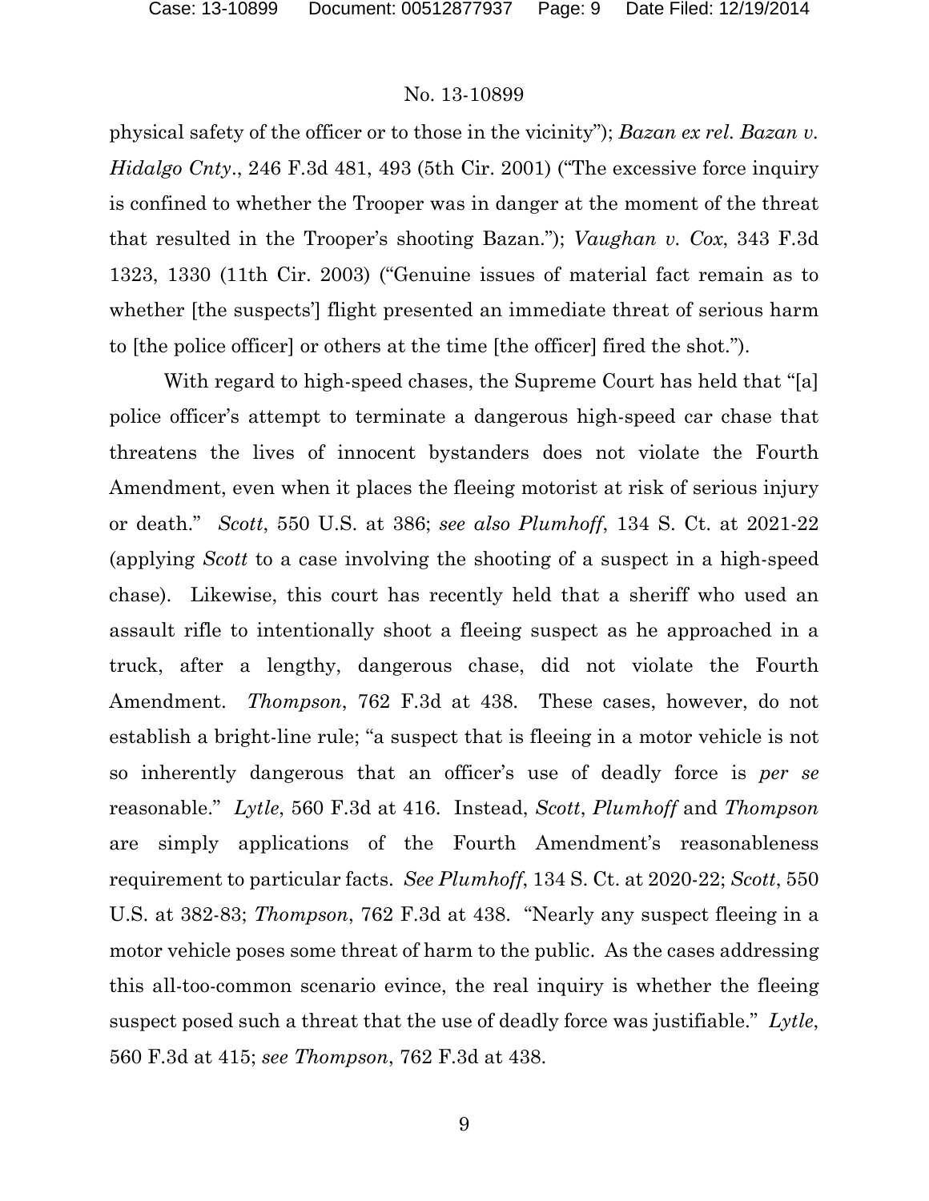physical safety of the officer or to those in the vicinity"); *Bazan ex rel. Bazan v. Hidalgo Cnty*., 246 F.3d 481, 493 (5th Cir. 2001) ("The excessive force inquiry is confined to whether the Trooper was in danger at the moment of the threat that resulted in the Trooper's shooting Bazan."); *Vaughan v. Cox*, 343 F.3d 1323, 1330 (11th Cir. 2003) ("Genuine issues of material fact remain as to whether [the suspects'] flight presented an immediate threat of serious harm to [the police officer] or others at the time [the officer] fired the shot.").

With regard to high-speed chases, the Supreme Court has held that "[a] police officer's attempt to terminate a dangerous high-speed car chase that threatens the lives of innocent bystanders does not violate the Fourth Amendment, even when it places the fleeing motorist at risk of serious injury or death." *Scott*, 550 U.S. at 386; *see also Plumhoff*, 134 S. Ct. at 2021-22 (applying *Scott* to a case involving the shooting of a suspect in a high-speed chase). Likewise, this court has recently held that a sheriff who used an assault rifle to intentionally shoot a fleeing suspect as he approached in a truck, after a lengthy, dangerous chase, did not violate the Fourth Amendment. *Thompson*, 762 F.3d at 438. These cases, however, do not establish a bright-line rule; "a suspect that is fleeing in a motor vehicle is not so inherently dangerous that an officer's use of deadly force is *per se* reasonable." *Lytle*, 560 F.3d at 416. Instead, *Scott*, *Plumhoff* and *Thompson* are simply applications of the Fourth Amendment's reasonableness requirement to particular facts. *See Plumhoff*, 134 S. Ct. at 2020-22; *Scott*, 550 U.S. at 382-83; *Thompson*, 762 F.3d at 438. "Nearly any suspect fleeing in a motor vehicle poses some threat of harm to the public. As the cases addressing this all-too-common scenario evince, the real inquiry is whether the fleeing suspect posed such a threat that the use of deadly force was justifiable." *Lytle*, 560 F.3d at 415; *see Thompson*, 762 F.3d at 438.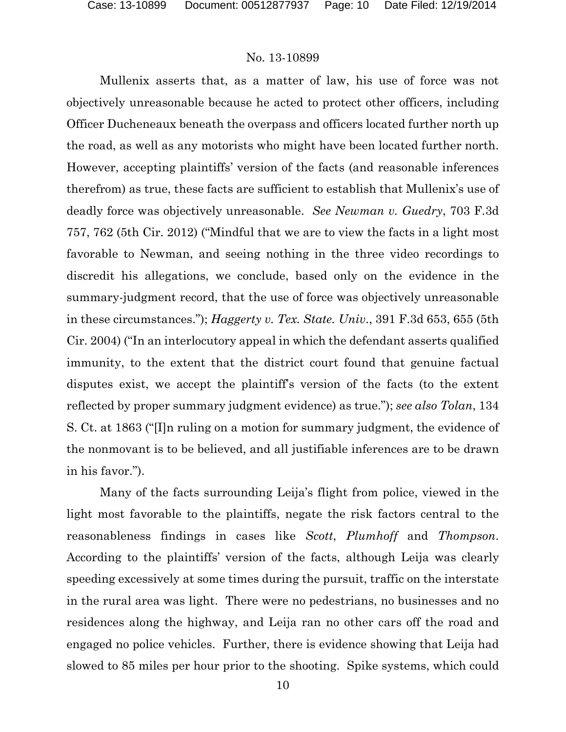Mullenix asserts that, as a matter of law, his use of force was not objectively unreasonable because he acted to protect other officers, including Officer Ducheneaux beneath the overpass and officers located further north up the road, as well as any motorists who might have been located further north. However, accepting plaintiffs' version of the facts (and reasonable inferences therefrom) as true, these facts are sufficient to establish that Mullenix's use of deadly force was objectively unreasonable. *See Newman v. Guedry*, 703 F.3d 757, 762 (5th Cir. 2012) ("Mindful that we are to view the facts in a light most favorable to Newman, and seeing nothing in the three video recordings to discredit his allegations, we conclude, based only on the evidence in the summary-judgment record, that the use of force was objectively unreasonable in these circumstances."); *Haggerty v. Tex. State. Univ.*, 391 F.3d 653, 655 (5th Cir. 2004) ("In an interlocutory appeal in which the defendant asserts qualified immunity, to the extent that the district court found that genuine factual disputes exist, we accept the plaintiff's version of the facts (to the extent reflected by proper summary judgment evidence) as true."); *see also Tolan*, 134 S. Ct. at 1863 ("[I]n ruling on a motion for summary judgment, the evidence of the nonmovant is to be believed, and all justifiable inferences are to be drawn in his favor.").

Many of the facts surrounding Leija's flight from police, viewed in the light most favorable to the plaintiffs, negate the risk factors central to the reasonableness findings in cases like *Scott*, *Plumhoff* and *Thompson*. According to the plaintiffs' version of the facts, although Leija was clearly speeding excessively at some times during the pursuit, traffic on the interstate in the rural area was light. There were no pedestrians, no businesses and no residences along the highway, and Leija ran no other cars off the road and engaged no police vehicles. Further, there is evidence showing that Leija had slowed to 85 miles per hour prior to the shooting. Spike systems, which could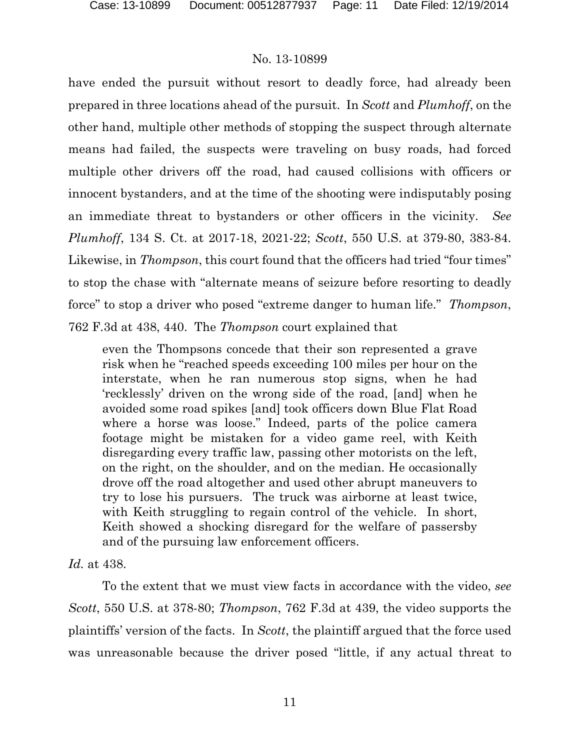have ended the pursuit without resort to deadly force, had already been prepared in three locations ahead of the pursuit. In *Scott* and *Plumhoff*, on the other hand, multiple other methods of stopping the suspect through alternate means had failed, the suspects were traveling on busy roads, had forced multiple other drivers off the road, had caused collisions with officers or innocent bystanders, and at the time of the shooting were indisputably posing an immediate threat to bystanders or other officers in the vicinity. *See Plumhoff*, 134 S. Ct. at 2017-18, 2021-22; *Scott*, 550 U.S. at 379-80, 383-84. Likewise, in *Thompson*, this court found that the officers had tried "four times" to stop the chase with "alternate means of seizure before resorting to deadly force" to stop a driver who posed "extreme danger to human life." *Thompson*, 762 F.3d at 438, 440. The *Thompson* court explained that

> even the Thompsons concede that their son represented a grave risk when he "reached speeds exceeding 100 miles per hour on the interstate, when he ran numerous stop signs, when he had 'recklessly' driven on the wrong side of the road, [and] when he avoided some road spikes [and] took officers down Blue Flat Road where a horse was loose." Indeed, parts of the police camera footage might be mistaken for a video game reel, with Keith disregarding every traffic law, passing other motorists on the left, on the right, on the shoulder, and on the median. He occasionally drove off the road altogether and used other abrupt maneuvers to try to lose his pursuers. The truck was airborne at least twice, with Keith struggling to regain control of the vehicle. In short, Keith showed a shocking disregard for the welfare of passersby and of the pursuing law enforcement officers.

*Id.* at 438.

To the extent that we must view facts in accordance with the video, *see Scott*, 550 U.S. at 378-80; *Thompson*, 762 F.3d at 439, the video supports the plaintiffs' version of the facts. In *Scott*, the plaintiff argued that the force used was unreasonable because the driver posed "little, if any actual threat to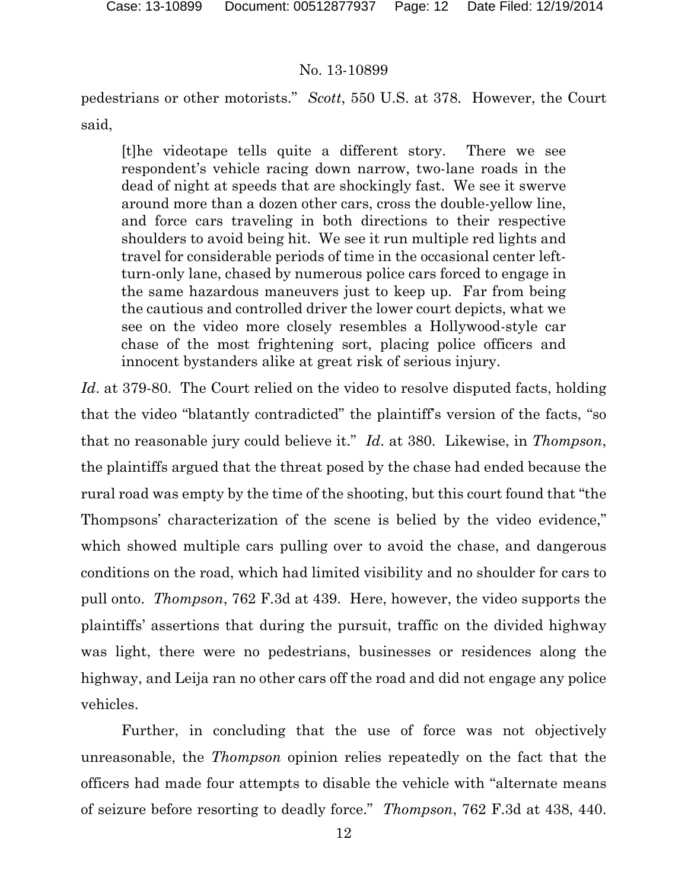pedestrians or other motorists." *Scott*, 550 U.S. at 378. However, the Court said,

> [t]he videotape tells quite a different story. There we see respondent's vehicle racing down narrow, two-lane roads in the dead of night at speeds that are shockingly fast. We see it swerve around more than a dozen other cars, cross the double-yellow line, and force cars traveling in both directions to their respective shoulders to avoid being hit. We see it run multiple red lights and travel for considerable periods of time in the occasional center left-turn-only lane, chased by numerous police cars forced to engage in the same hazardous maneuvers just to keep up. Far from being the cautious and controlled driver the lower court depicts, what we see on the video more closely resembles a Hollywood-style car chase of the most frightening sort, placing police officers and innocent bystanders alike at great risk of serious injury.

*Id*. at 379-80. The Court relied on the video to resolve disputed facts, holding that the video "blatantly contradicted" the plaintiff's version of the facts, "so that no reasonable jury could believe it." *Id*. at 380. Likewise, in *Thompson*, the plaintiffs argued that the threat posed by the chase had ended because the rural road was empty by the time of the shooting, but this court found that "the Thompsons' characterization of the scene is belied by the video evidence," which showed multiple cars pulling over to avoid the chase, and dangerous conditions on the road, which had limited visibility and no shoulder for cars to pull onto. *Thompson*, 762 F.3d at 439. Here, however, the video supports the plaintiffs' assertions that during the pursuit, traffic on the divided highway was light, there were no pedestrians, businesses or residences along the highway, and Leija ran no other cars off the road and did not engage any police vehicles.

Further, in concluding that the use of force was not objectively unreasonable, the *Thompson* opinion relies repeatedly on the fact that the officers had made four attempts to disable the vehicle with "alternate means of seizure before resorting to deadly force." *Thompson*, 762 F.3d at 438, 440.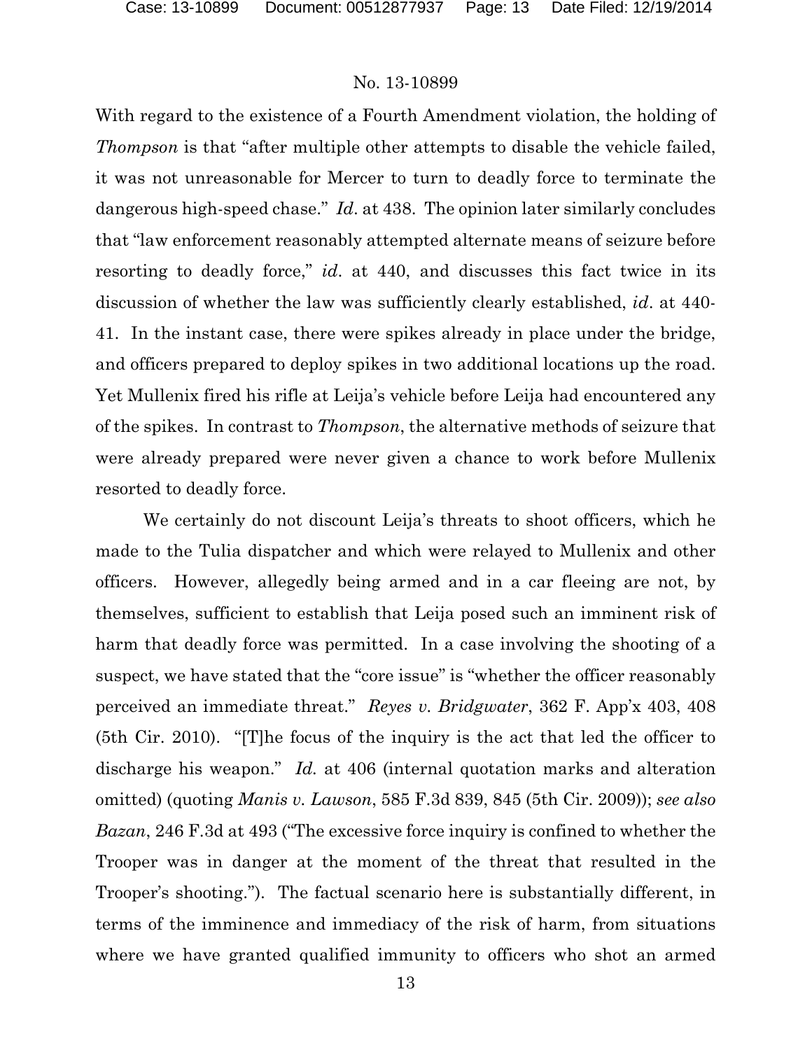With regard to the existence of a Fourth Amendment violation, the holding of *Thompson* is that "after multiple other attempts to disable the vehicle failed, it was not unreasonable for Mercer to turn to deadly force to terminate the dangerous high-speed chase." *Id*. at 438. The opinion later similarly concludes that "law enforcement reasonably attempted alternate means of seizure before resorting to deadly force," *id*. at 440, and discusses this fact twice in its discussion of whether the law was sufficiently clearly established, *id*. at 440-41. In the instant case, there were spikes already in place under the bridge, and officers prepared to deploy spikes in two additional locations up the road. Yet Mullenix fired his rifle at Leija's vehicle before Leija had encountered any of the spikes. In contrast to *Thompson*, the alternative methods of seizure that were already prepared were never given a chance to work before Mullenix resorted to deadly force.

We certainly do not discount Leija's threats to shoot officers, which he made to the Tulia dispatcher and which were relayed to Mullenix and other officers. However, allegedly being armed and in a car fleeing are not, by themselves, sufficient to establish that Leija posed such an imminent risk of harm that deadly force was permitted. In a case involving the shooting of a suspect, we have stated that the "core issue" is "whether the officer reasonably perceived an immediate threat." *Reyes v. Bridgwater*, 362 F. App'x 403, 408 (5th Cir. 2010). "[T]he focus of the inquiry is the act that led the officer to discharge his weapon." *Id.* at 406 (internal quotation marks and alteration omitted) (quoting *Manis v. Lawson*, 585 F.3d 839, 845 (5th Cir. 2009)); *see also Bazan*, 246 F.3d at 493 ("The excessive force inquiry is confined to whether the Trooper was in danger at the moment of the threat that resulted in the Trooper's shooting."). The factual scenario here is substantially different, in terms of the imminence and immediacy of the risk of harm, from situations where we have granted qualified immunity to officers who shot an armed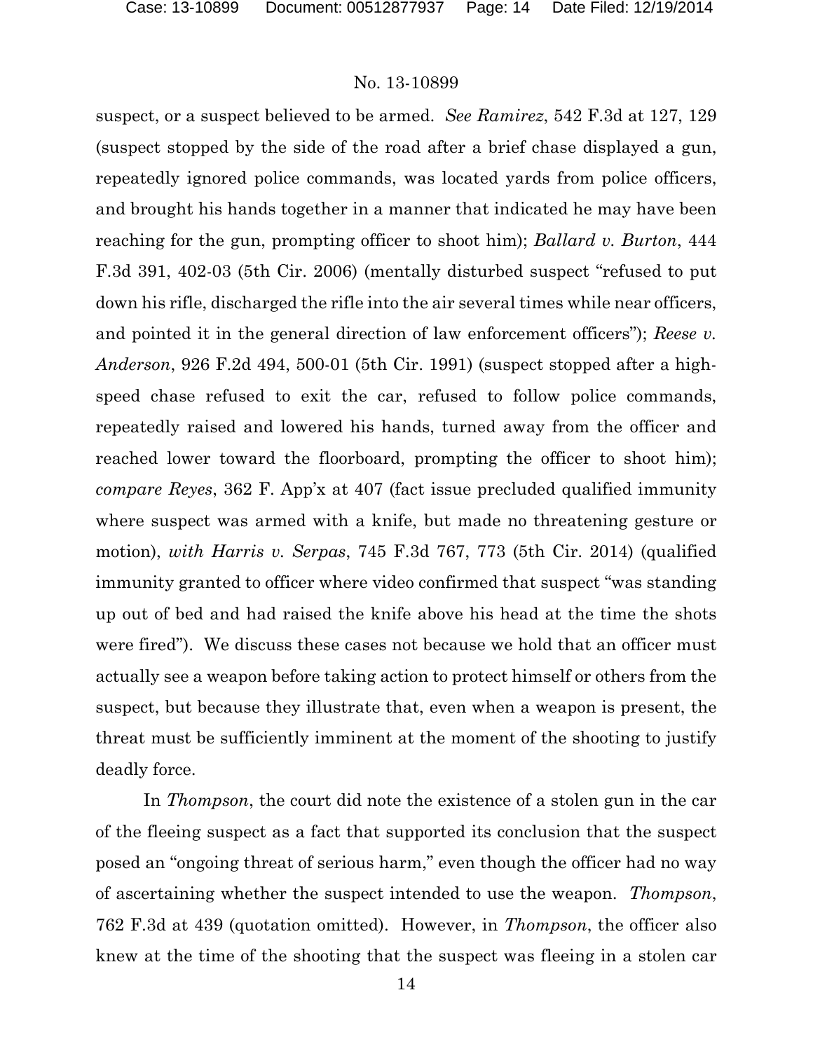suspect, or a suspect believed to be armed. *See Ramirez*, 542 F.3d at 127, 129 (suspect stopped by the side of the road after a brief chase displayed a gun, repeatedly ignored police commands, was located yards from police officers, and brought his hands together in a manner that indicated he may have been reaching for the gun, prompting officer to shoot him); *Ballard v. Burton*, 444 F.3d 391, 402-03 (5th Cir. 2006) (mentally disturbed suspect "refused to put down his rifle, discharged the rifle into the air several times while near officers, and pointed it in the general direction of law enforcement officers"); *Reese v. Anderson*, 926 F.2d 494, 500-01 (5th Cir. 1991) (suspect stopped after a high-speed chase refused to exit the car, refused to follow police commands, repeatedly raised and lowered his hands, turned away from the officer and reached lower toward the floorboard, prompting the officer to shoot him); *compare Reyes*, 362 F. App'x at 407 (fact issue precluded qualified immunity where suspect was armed with a knife, but made no threatening gesture or motion), *with Harris v. Serpas*, 745 F.3d 767, 773 (5th Cir. 2014) (qualified immunity granted to officer where video confirmed that suspect "was standing up out of bed and had raised the knife above his head at the time the shots were fired"). We discuss these cases not because we hold that an officer must actually see a weapon before taking action to protect himself or others from the suspect, but because they illustrate that, even when a weapon is present, the threat must be sufficiently imminent at the moment of the shooting to justify deadly force.

In *Thompson*, the court did note the existence of a stolen gun in the car of the fleeing suspect as a fact that supported its conclusion that the suspect posed an "ongoing threat of serious harm," even though the officer had no way of ascertaining whether the suspect intended to use the weapon. *Thompson*, 762 F.3d at 439 (quotation omitted). However, in *Thompson*, the officer also knew at the time of the shooting that the suspect was fleeing in a stolen car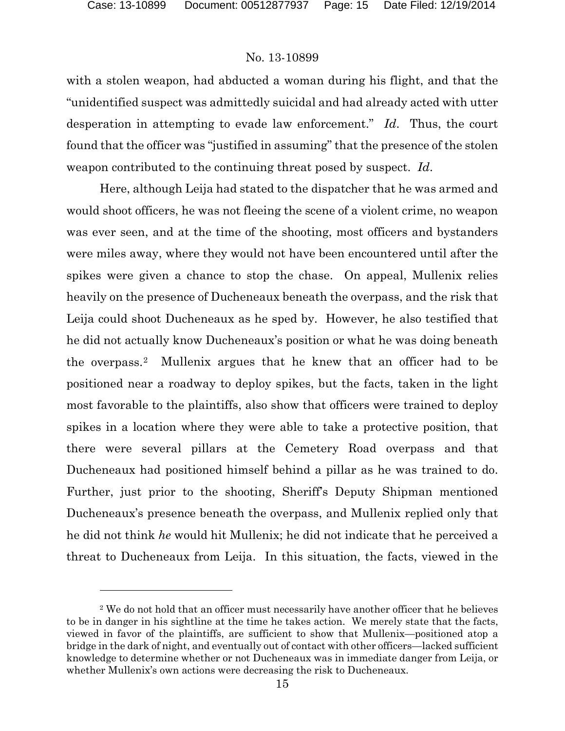with a stolen weapon, had abducted a woman during his flight, and that the "unidentified suspect was admittedly suicidal and had already acted with utter desperation in attempting to evade law enforcement." *Id*. Thus, the court found that the officer was "justified in assuming" that the presence of the stolen weapon contributed to the continuing threat posed by suspect. *Id*.

Here, although Leija had stated to the dispatcher that he was armed and would shoot officers, he was not fleeing the scene of a violent crime, no weapon was ever seen, and at the time of the shooting, most officers and bystanders were miles away, where they would not have been encountered until after the spikes were given a chance to stop the chase. On appeal, Mullenix relies heavily on the presence of Ducheneaux beneath the overpass, and the risk that Leija could shoot Ducheneaux as he sped by. However, he also testified that he did not actually know Ducheneaux's position or what he was doing beneath the overpass.[2] Mullenix argues that he knew that an officer had to be positioned near a roadway to deploy spikes, but the facts, taken in the light most favorable to the plaintiffs, also show that officers were trained to deploy spikes in a location where they were able to take a protective position, that there were several pillars at the Cemetery Road overpass and that Ducheneaux had positioned himself behind a pillar as he was trained to do. Further, just prior to the shooting, Sheriff's Deputy Shipman mentioned Ducheneaux's presence beneath the overpass, and Mullenix replied only that he did not think *he* would hit Mullenix; he did not indicate that he perceived a threat to Ducheneaux from Leija. In this situation, the facts, viewed in the

[2] We do not hold that an officer must necessarily have another officer that he believes to be in danger in his sightline at the time he takes action. We merely state that the facts, viewed in favor of the plaintiffs, are sufficient to show that Mullenix—positioned atop a bridge in the dark of night, and eventually out of contact with other officers—lacked sufficient knowledge to determine whether or not Ducheneaux was in immediate danger from Leija, or whether Mullenix's own actions were decreasing the risk to Ducheneaux.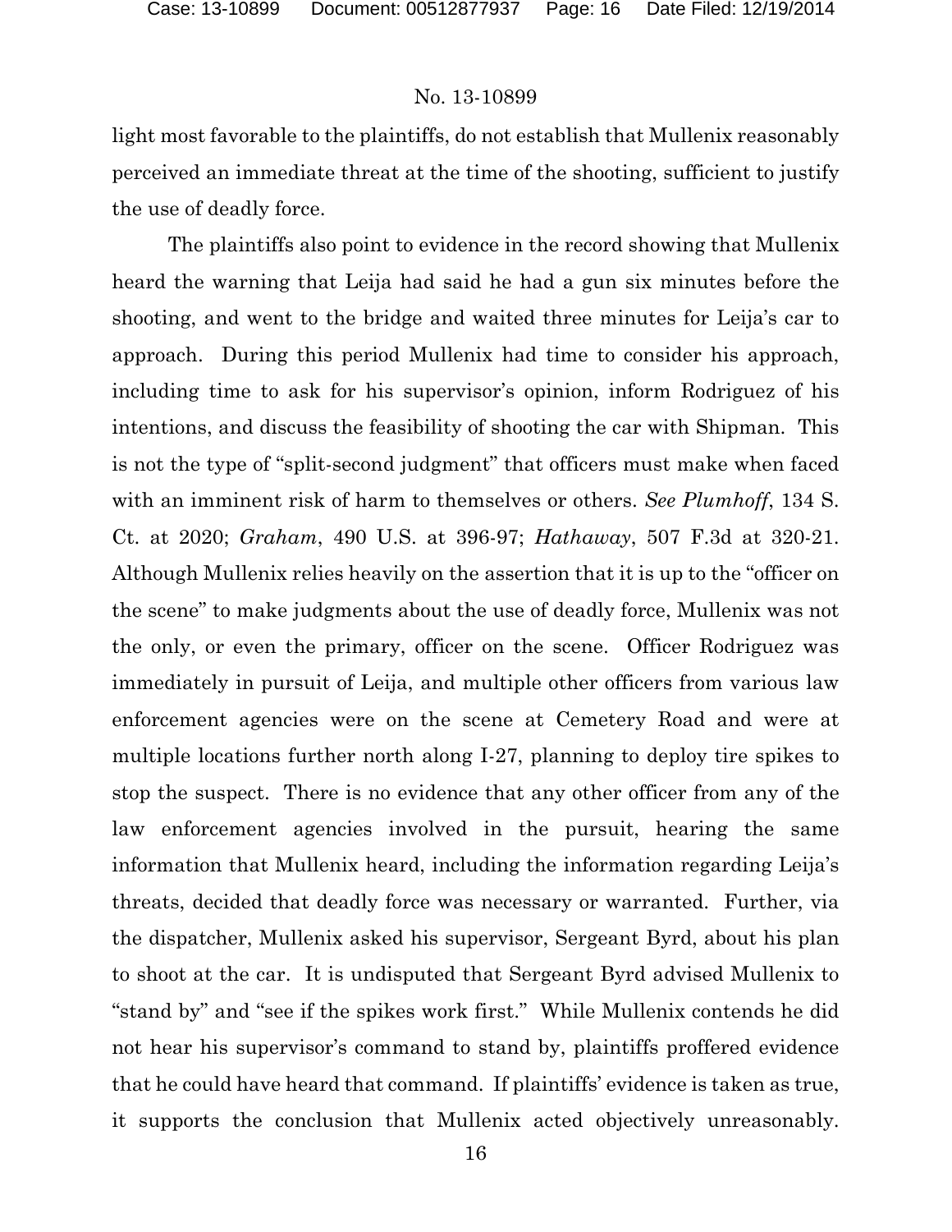light most favorable to the plaintiffs, do not establish that Mullenix reasonably perceived an immediate threat at the time of the shooting, sufficient to justify the use of deadly force.

The plaintiffs also point to evidence in the record showing that Mullenix heard the warning that Leija had said he had a gun six minutes before the shooting, and went to the bridge and waited three minutes for Leija's car to approach. During this period Mullenix had time to consider his approach, including time to ask for his supervisor's opinion, inform Rodriguez of his intentions, and discuss the feasibility of shooting the car with Shipman. This is not the type of "split-second judgment" that officers must make when faced with an imminent risk of harm to themselves or others. *See Plumhoff*, 134 S. Ct. at 2020; *Graham*, 490 U.S. at 396-97; *Hathaway*, 507 F.3d at 320-21. Although Mullenix relies heavily on the assertion that it is up to the "officer on the scene" to make judgments about the use of deadly force, Mullenix was not the only, or even the primary, officer on the scene. Officer Rodriguez was immediately in pursuit of Leija, and multiple other officers from various law enforcement agencies were on the scene at Cemetery Road and were at multiple locations further north along I-27, planning to deploy tire spikes to stop the suspect. There is no evidence that any other officer from any of the law enforcement agencies involved in the pursuit, hearing the same information that Mullenix heard, including the information regarding Leija's threats, decided that deadly force was necessary or warranted. Further, via the dispatcher, Mullenix asked his supervisor, Sergeant Byrd, about his plan to shoot at the car. It is undisputed that Sergeant Byrd advised Mullenix to "stand by" and "see if the spikes work first." While Mullenix contends he did not hear his supervisor's command to stand by, plaintiffs proffered evidence that he could have heard that command. If plaintiffs' evidence is taken as true, it supports the conclusion that Mullenix acted objectively unreasonably.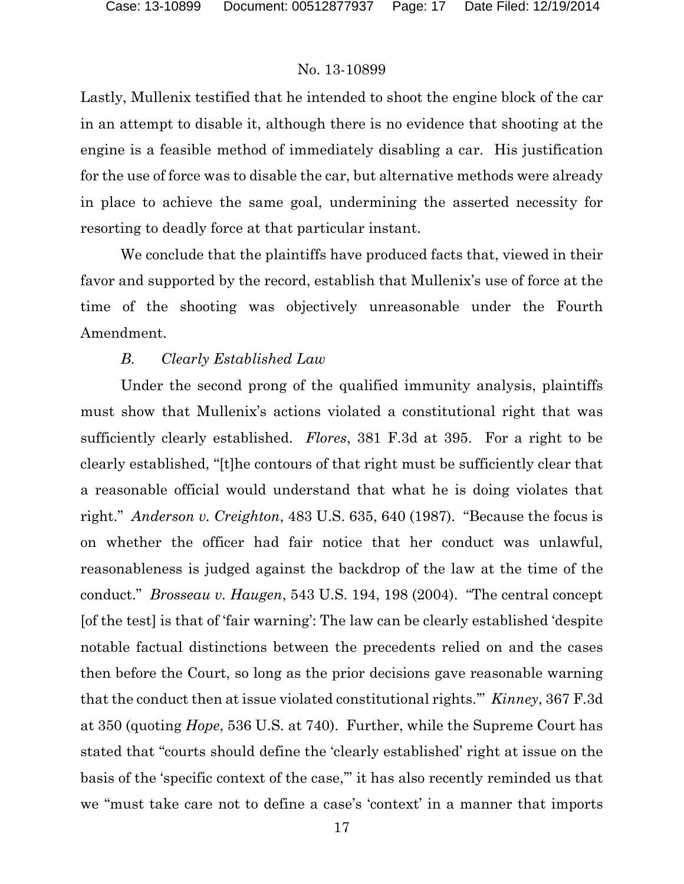Lastly, Mullenix testified that he intended to shoot the engine block of the car in an attempt to disable it, although there is no evidence that shooting at the engine is a feasible method of immediately disabling a car. His justification for the use of force was to disable the car, but alternative methods were already in place to achieve the same goal, undermining the asserted necessity for resorting to deadly force at that particular instant.

We conclude that the plaintiffs have produced facts that, viewed in their favor and supported by the record, establish that Mullenix's use of force at the time of the shooting was objectively unreasonable under the Fourth Amendment.

### *B. Clearly Established Law*

Under the second prong of the qualified immunity analysis, plaintiffs must show that Mullenix's actions violated a constitutional right that was sufficiently clearly established. *Flores*, 381 F.3d at 395. For a right to be clearly established, "[t]he contours of that right must be sufficiently clear that a reasonable official would understand that what he is doing violates that right." *Anderson v. Creighton*, 483 U.S. 635, 640 (1987). "Because the focus is on whether the officer had fair notice that her conduct was unlawful, reasonableness is judged against the backdrop of the law at the time of the conduct." *Brosseau v. Haugen*, 543 U.S. 194, 198 (2004). "The central concept [of the test] is that of 'fair warning': The law can be clearly established 'despite notable factual distinctions between the precedents relied on and the cases then before the Court, so long as the prior decisions gave reasonable warning that the conduct then at issue violated constitutional rights.'" *Kinney*, 367 F.3d at 350 (quoting *Hope*, 536 U.S. at 740). Further, while the Supreme Court has stated that "courts should define the 'clearly established' right at issue on the basis of the 'specific context of the case,'" it has also recently reminded us that we "must take care not to define a case's 'context' in a manner that imports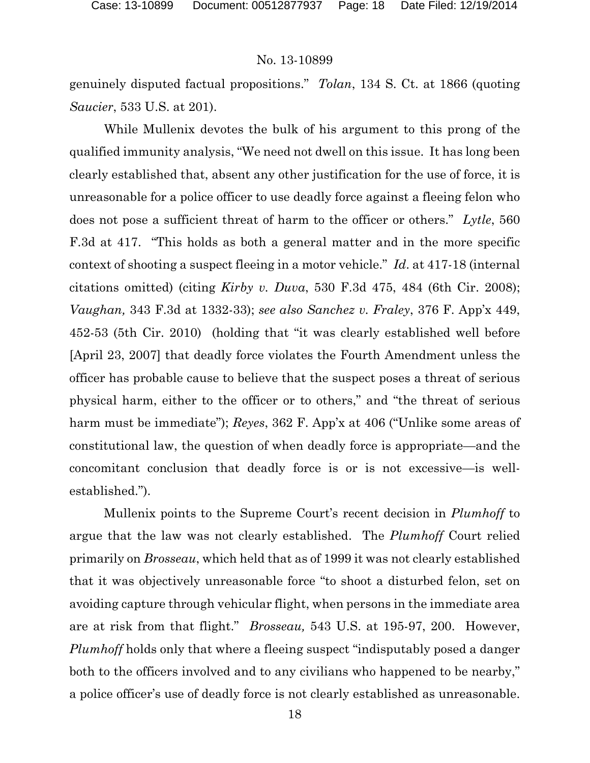genuinely disputed factual propositions." *Tolan*, 134 S. Ct. at 1866 (quoting *Saucier*, 533 U.S. at 201).

While Mullenix devotes the bulk of his argument to this prong of the qualified immunity analysis, "We need not dwell on this issue. It has long been clearly established that, absent any other justification for the use of force, it is unreasonable for a police officer to use deadly force against a fleeing felon who does not pose a sufficient threat of harm to the officer or others." *Lytle*, 560 F.3d at 417. "This holds as both a general matter and in the more specific context of shooting a suspect fleeing in a motor vehicle." *Id*. at 417-18 (internal citations omitted) (citing *Kirby v. Duva*, 530 F.3d 475, 484 (6th Cir. 2008); *Vaughan,* 343 F.3d at 1332-33); *see also Sanchez v. Fraley*, 376 F. App'x 449, 452-53 (5th Cir. 2010) (holding that "it was clearly established well before [April 23, 2007] that deadly force violates the Fourth Amendment unless the officer has probable cause to believe that the suspect poses a threat of serious physical harm, either to the officer or to others," and "the threat of serious harm must be immediate"); *Reyes*, 362 F. App'x at 406 ("Unlike some areas of constitutional law, the question of when deadly force is appropriate—and the concomitant conclusion that deadly force is or is not excessive—is well-established.").

Mullenix points to the Supreme Court's recent decision in *Plumhoff* to argue that the law was not clearly established. The *Plumhoff* Court relied primarily on *Brosseau*, which held that as of 1999 it was not clearly established that it was objectively unreasonable force "to shoot a disturbed felon, set on avoiding capture through vehicular flight, when persons in the immediate area are at risk from that flight." *Brosseau,* 543 U.S. at 195-97, 200. However, *Plumhoff* holds only that where a fleeing suspect "indisputably posed a danger both to the officers involved and to any civilians who happened to be nearby," a police officer's use of deadly force is not clearly established as unreasonable.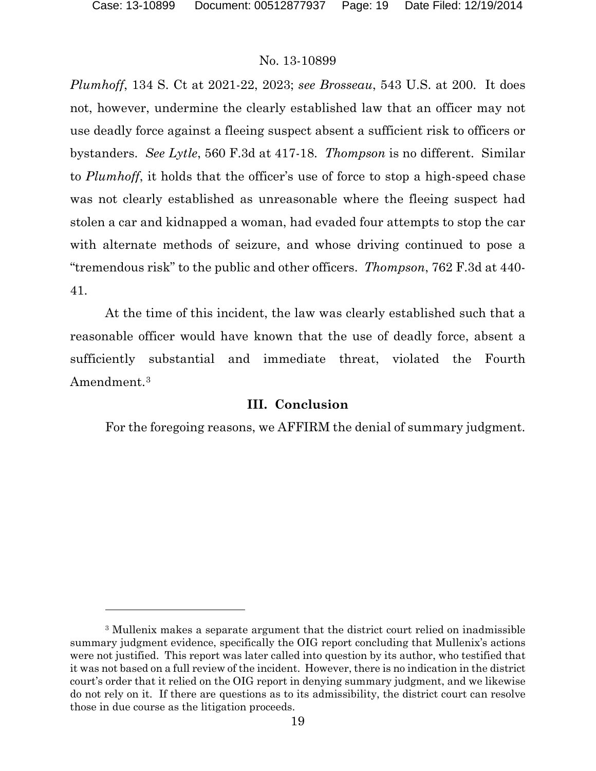*Plumhoff*, 134 S. Ct at 2021-22, 2023; *see Brosseau*, 543 U.S. at 200. It does not, however, undermine the clearly established law that an officer may not use deadly force against a fleeing suspect absent a sufficient risk to officers or bystanders. *See Lytle*, 560 F.3d at 417-18. *Thompson* is no different. Similar to *Plumhoff*, it holds that the officer's use of force to stop a high-speed chase was not clearly established as unreasonable where the fleeing suspect had stolen a car and kidnapped a woman, had evaded four attempts to stop the car with alternate methods of seizure, and whose driving continued to pose a "tremendous risk" to the public and other officers. *Thompson*, 762 F.3d at 440-41.

At the time of this incident, the law was clearly established such that a reasonable officer would have known that the use of deadly force, absent a sufficiently substantial and immediate threat, violated the Fourth Amendment.[3]

## III. Conclusion

For the foregoing reasons, we AFFIRM the denial of summary judgment.

[3] Mullenix makes a separate argument that the district court relied on inadmissible summary judgment evidence, specifically the OIG report concluding that Mullenix's actions were not justified. This report was later called into question by its author, who testified that it was not based on a full review of the incident. However, there is no indication in the district court's order that it relied on the OIG report in denying summary judgment, and we likewise do not rely on it. If there are questions as to its admissibility, the district court can resolve those in due course as the litigation proceeds.